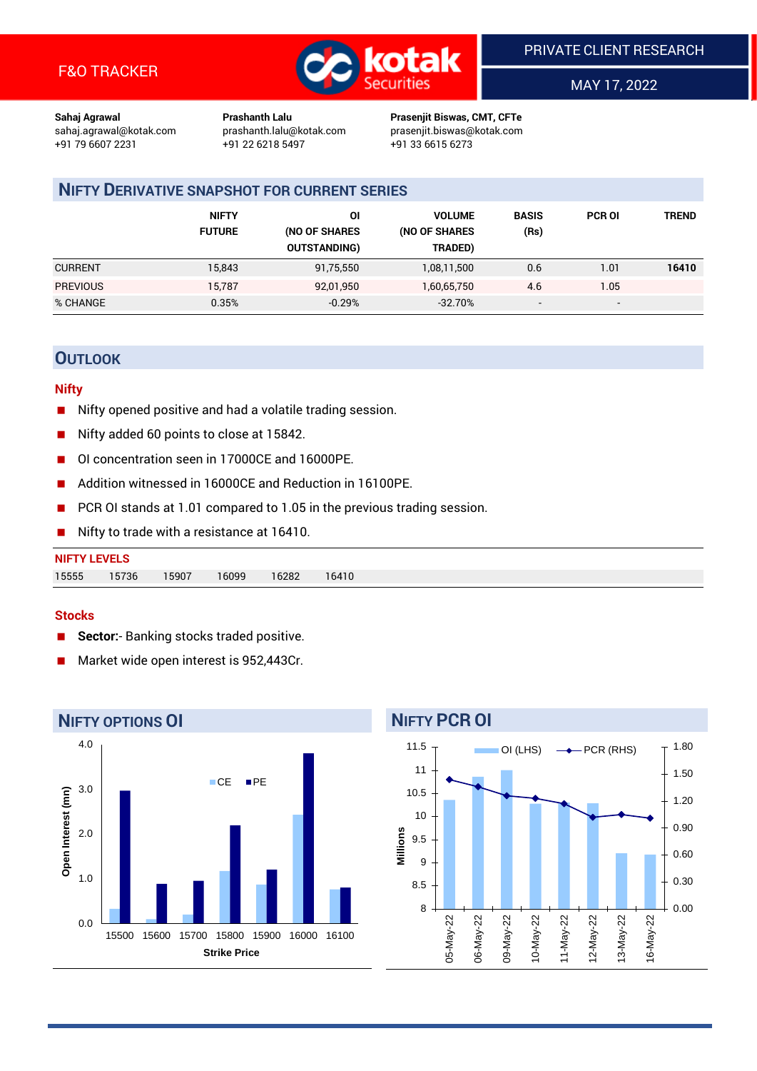F&O TRACKER

PRIVATE CLIENT RESEARCH

MAY 17, 2022

**Sahaj Agrawal**
sahaj.agrawal@kotak.com
+91 79 6607 2231

**Prashanth Lalu**
prashanth.lalu@kotak.com
+91 22 6218 5497

**Prasenjit Biswas, CMT, CFTe**
prasenjit.biswas@kotak.com
+91 33 6615 6273

## NIFTY DERIVATIVE SNAPSHOT FOR CURRENT SERIES

| | NIFTY FUTURE | OI (NO OF SHARES OUTSTANDING) | VOLUME (NO OF SHARES TRADED) | BASIS (Rs) | PCR OI | TREND |
|---|---|---|---|---|---|---|
| CURRENT | 15,843 | 91,75,550 | 1,08,11,500 | 0.6 | 1.01 | **16410** |
| PREVIOUS | 15,787 | 92,01,950 | 1,60,65,750 | 4.6 | 1.05 | |
| % CHANGE | 0.35% | -0.29% | -32.70% | - | - | |

## OUTLOOK

### Nifty

- Nifty opened positive and had a volatile trading session.
- Nifty added 60 points to close at 15842.
- OI concentration seen in 17000CE and 16000PE.
- Addition witnessed in 16000CE and Reduction in 16100PE.
- PCR OI stands at 1.01 compared to 1.05 in the previous trading session.
- Nifty to trade with a resistance at 16410.

**NIFTY LEVELS**

| 15555 | 15736 | 15907 | 16099 | 16282 | 16410 |
|---|---|---|---|---|---|

### Stocks

- **Sector:**- Banking stocks traded positive.
- Market wide open interest is 952,443Cr.

## NIFTY OPTIONS OI

## NIFTY PCR OI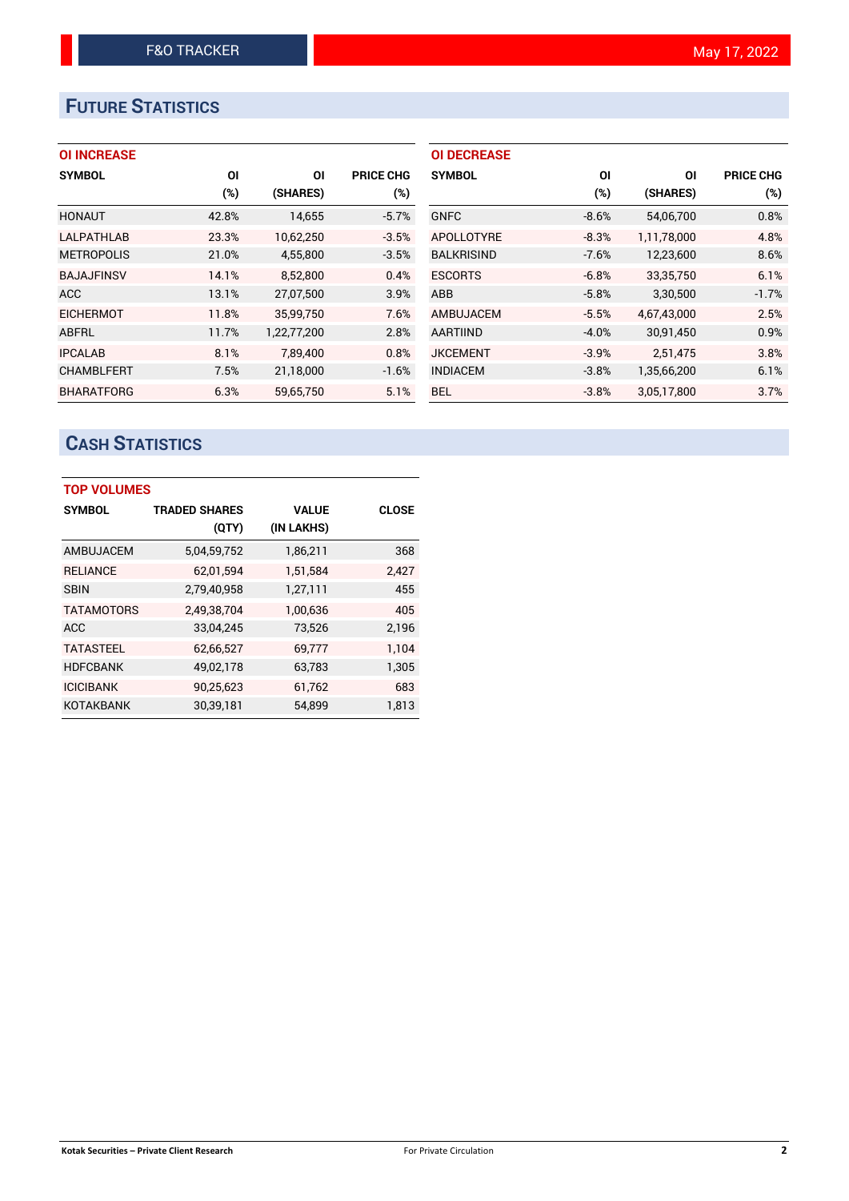# FUTURE STATISTICS

### OI INCREASE

| SYMBOL | OI (%) | OI (SHARES) | PRICE CHG (%) |
|---|---|---|---|
| HONAUT | 42.8% | 14,655 | -5.7% |
| LALPATHLAB | 23.3% | 10,62,250 | -3.5% |
| METROPOLIS | 21.0% | 4,55,800 | -3.5% |
| BAJAJFINSV | 14.1% | 8,52,800 | 0.4% |
| ACC | 13.1% | 27,07,500 | 3.9% |
| EICHERMOT | 11.8% | 35,99,750 | 7.6% |
| ABFRL | 11.7% | 1,22,77,200 | 2.8% |
| IPCALAB | 8.1% | 7,89,400 | 0.8% |
| CHAMBLFERT | 7.5% | 21,18,000 | -1.6% |
| BHARATFORG | 6.3% | 59,65,750 | 5.1% |

### OI DECREASE

| SYMBOL | OI (%) | OI (SHARES) | PRICE CHG (%) |
|---|---|---|---|
| GNFC | -8.6% | 54,06,700 | 0.8% |
| APOLLOTYRE | -8.3% | 1,11,78,000 | 4.8% |
| BALKRISIND | -7.6% | 12,23,600 | 8.6% |
| ESCORTS | -6.8% | 33,35,750 | 6.1% |
| ABB | -5.8% | 3,30,500 | -1.7% |
| AMBUJACEM | -5.5% | 4,67,43,000 | 2.5% |
| AARTIIND | -4.0% | 30,91,450 | 0.9% |
| JKCEMENT | -3.9% | 2,51,475 | 3.8% |
| INDIACEM | -3.8% | 1,35,66,200 | 6.1% |
| BEL | -3.8% | 3,05,17,800 | 3.7% |

# CASH STATISTICS

### TOP VOLUMES

| SYMBOL | TRADED SHARES (QTY) | VALUE (IN LAKHS) | CLOSE |
|---|---|---|---|
| AMBUJACEM | 5,04,59,752 | 1,86,211 | 368 |
| RELIANCE | 62,01,594 | 1,51,584 | 2,427 |
| SBIN | 2,79,40,958 | 1,27,111 | 455 |
| TATAMOTORS | 2,49,38,704 | 1,00,636 | 405 |
| ACC | 33,04,245 | 73,526 | 2,196 |
| TATASTEEL | 62,66,527 | 69,777 | 1,104 |
| HDFCBANK | 49,02,178 | 63,783 | 1,305 |
| ICICIBANK | 90,25,623 | 61,762 | 683 |
| KOTAKBANK | 30,39,181 | 54,899 | 1,813 |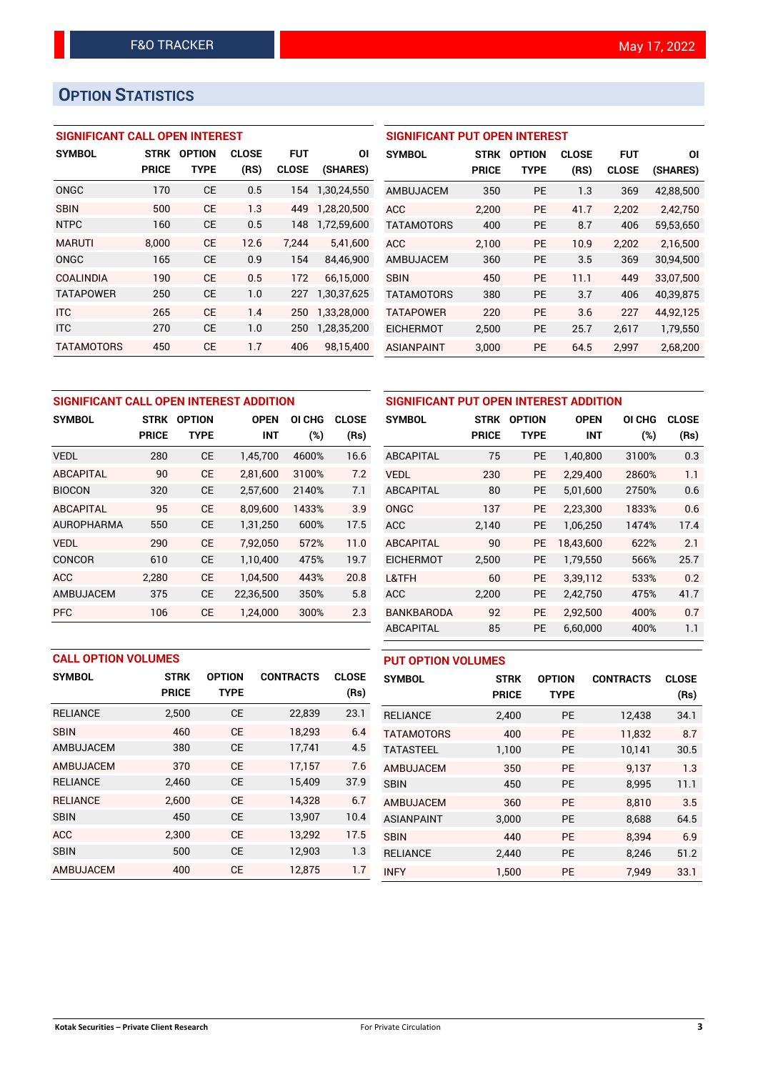# OPTION STATISTICS

## SIGNIFICANT CALL OPEN INTEREST

| SYMBOL | STRK PRICE | OPTION TYPE | CLOSE (RS) | FUT CLOSE | OI (SHARES) |
|---|---|---|---|---|---|
| ONGC | 170 | CE | 0.5 | 154 | 1,30,24,550 |
| SBIN | 500 | CE | 1.3 | 449 | 1,28,20,500 |
| NTPC | 160 | CE | 0.5 | 148 | 1,72,59,600 |
| MARUTI | 8,000 | CE | 12.6 | 7,244 | 5,41,600 |
| ONGC | 165 | CE | 0.9 | 154 | 84,46,900 |
| COALINDIA | 190 | CE | 0.5 | 172 | 66,15,000 |
| TATAPOWER | 250 | CE | 1.0 | 227 | 1,30,37,625 |
| ITC | 265 | CE | 1.4 | 250 | 1,33,28,000 |
| ITC | 270 | CE | 1.0 | 250 | 1,28,35,200 |
| TATAMOTORS | 450 | CE | 1.7 | 406 | 98,15,400 |

## SIGNIFICANT PUT OPEN INTEREST

| SYMBOL | STRK PRICE | OPTION TYPE | CLOSE (RS) | FUT CLOSE | OI (SHARES) |
|---|---|---|---|---|---|
| AMBUJACEM | 350 | PE | 1.3 | 369 | 42,88,500 |
| ACC | 2,200 | PE | 41.7 | 2,202 | 2,42,750 |
| TATAMOTORS | 400 | PE | 8.7 | 406 | 59,53,650 |
| ACC | 2,100 | PE | 10.9 | 2,202 | 2,16,500 |
| AMBUJACEM | 360 | PE | 3.5 | 369 | 30,94,500 |
| SBIN | 450 | PE | 11.1 | 449 | 33,07,500 |
| TATAMOTORS | 380 | PE | 3.7 | 406 | 40,39,875 |
| TATAPOWER | 220 | PE | 3.6 | 227 | 44,92,125 |
| EICHERMOT | 2,500 | PE | 25.7 | 2,617 | 1,79,550 |
| ASIANPAINT | 3,000 | PE | 64.5 | 2,997 | 2,68,200 |

## SIGNIFICANT CALL OPEN INTEREST ADDITION

| SYMBOL | STRK PRICE | OPTION TYPE | OPEN INT | OI CHG (%) | CLOSE (Rs) |
|---|---|---|---|---|---|
| VEDL | 280 | CE | 1,45,700 | 4600% | 16.6 |
| ABCAPITAL | 90 | CE | 2,81,600 | 3100% | 7.2 |
| BIOCON | 320 | CE | 2,57,600 | 2140% | 7.1 |
| ABCAPITAL | 95 | CE | 8,09,600 | 1433% | 3.9 |
| AUROPHARMA | 550 | CE | 1,31,250 | 600% | 17.5 |
| VEDL | 290 | CE | 7,92,050 | 572% | 11.0 |
| CONCOR | 610 | CE | 1,10,400 | 475% | 19.7 |
| ACC | 2,280 | CE | 1,04,500 | 443% | 20.8 |
| AMBUJACEM | 375 | CE | 22,36,500 | 350% | 5.8 |
| PFC | 106 | CE | 1,24,000 | 300% | 2.3 |

## SIGNIFICANT PUT OPEN INTEREST ADDITION

| SYMBOL | STRK PRICE | OPTION TYPE | OPEN INT | OI CHG (%) | CLOSE (Rs) |
|---|---|---|---|---|---|
| ABCAPITAL | 75 | PE | 1,40,800 | 3100% | 0.3 |
| VEDL | 230 | PE | 2,29,400 | 2860% | 1.1 |
| ABCAPITAL | 80 | PE | 5,01,600 | 2750% | 0.6 |
| ONGC | 137 | PE | 2,23,300 | 1833% | 0.6 |
| ACC | 2,140 | PE | 1,06,250 | 1474% | 17.4 |
| ABCAPITAL | 90 | PE | 18,43,600 | 622% | 2.1 |
| EICHERMOT | 2,500 | PE | 1,79,550 | 566% | 25.7 |
| L&TFH | 60 | PE | 3,39,112 | 533% | 0.2 |
| ACC | 2,200 | PE | 2,42,750 | 475% | 41.7 |
| BANKBARODA | 92 | PE | 2,92,500 | 400% | 0.7 |
| ABCAPITAL | 85 | PE | 6,60,000 | 400% | 1.1 |

## CALL OPTION VOLUMES

| SYMBOL | STRK PRICE | OPTION TYPE | CONTRACTS | CLOSE (Rs) |
|---|---|---|---|---|
| RELIANCE | 2,500 | CE | 22,839 | 23.1 |
| SBIN | 460 | CE | 18,293 | 6.4 |
| AMBUJACEM | 380 | CE | 17,741 | 4.5 |
| AMBUJACEM | 370 | CE | 17,157 | 7.6 |
| RELIANCE | 2,460 | CE | 15,409 | 37.9 |
| RELIANCE | 2,600 | CE | 14,328 | 6.7 |
| SBIN | 450 | CE | 13,907 | 10.4 |
| ACC | 2,300 | CE | 13,292 | 17.5 |
| SBIN | 500 | CE | 12,903 | 1.3 |
| AMBUJACEM | 400 | CE | 12,875 | 1.7 |

## PUT OPTION VOLUMES

| SYMBOL | STRK PRICE | OPTION TYPE | CONTRACTS | CLOSE (Rs) |
|---|---|---|---|---|
| RELIANCE | 2,400 | PE | 12,438 | 34.1 |
| TATAMOTORS | 400 | PE | 11,832 | 8.7 |
| TATASTEEL | 1,100 | PE | 10,141 | 30.5 |
| AMBUJACEM | 350 | PE | 9,137 | 1.3 |
| SBIN | 450 | PE | 8,995 | 11.1 |
| AMBUJACEM | 360 | PE | 8,810 | 3.5 |
| ASIANPAINT | 3,000 | PE | 8,688 | 64.5 |
| SBIN | 440 | PE | 8,394 | 6.9 |
| RELIANCE | 2,440 | PE | 8,246 | 51.2 |
| INFY | 1,500 | PE | 7,949 | 33.1 |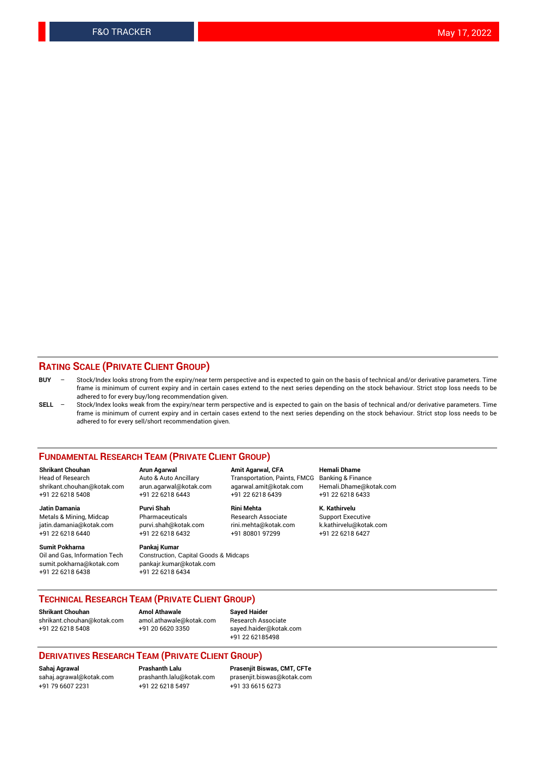## RATING SCALE (PRIVATE CLIENT GROUP)

**BUY** – Stock/Index looks strong from the expiry/near term perspective and is expected to gain on the basis of technical and/or derivative parameters. Time frame is minimum of current expiry and in certain cases extend to the next series depending on the stock behaviour. Strict stop loss needs to be adhered to for every buy/long recommendation given.

**SELL** – Stock/Index looks weak from the expiry/near term perspective and is expected to gain on the basis of technical and/or derivative parameters. Time frame is minimum of current expiry and in certain cases extend to the next series depending on the stock behaviour. Strict stop loss needs to be adhered to for every sell/short recommendation given.

## FUNDAMENTAL RESEARCH TEAM (PRIVATE CLIENT GROUP)

**Shrikant Chouhan**
Head of Research
shrikant.chouhan@kotak.com
+91 22 6218 5408

**Arun Agarwal**
Auto & Auto Ancillary
arun.agarwal@kotak.com
+91 22 6218 6443

**Amit Agarwal, CFA**
Transportation, Paints, FMCG
agarwal.amit@kotak.com
+91 22 6218 6439

**Hemali Dhame**
Banking & Finance
Hemali.Dhame@kotak.com
+91 22 6218 6433

**Jatin Damania**
Metals & Mining, Midcap
jatin.damania@kotak.com
+91 22 6218 6440

**Purvi Shah**
Pharmaceuticals
purvi.shah@kotak.com
+91 22 6218 6432

**Rini Mehta**
Research Associate
rini.mehta@kotak.com
+91 80801 97299

**K. Kathirvelu**
Support Executive
k.kathirvelu@kotak.com
+91 22 6218 6427

**Sumit Pokharna**
Oil and Gas, Information Tech
sumit.pokharna@kotak.com
+91 22 6218 6438

**Pankaj Kumar**
Construction, Capital Goods & Midcaps
pankajr.kumar@kotak.com
+91 22 6218 6434

## TECHNICAL RESEARCH TEAM (PRIVATE CLIENT GROUP)

**Shrikant Chouhan**
shrikant.chouhan@kotak.com
+91 22 6218 5408

**Amol Athawale**
amol.athawale@kotak.com
+91 20 6620 3350

**Sayed Haider**
Research Associate
sayed.haider@kotak.com
+91 22 62185498

## DERIVATIVES RESEARCH TEAM (PRIVATE CLIENT GROUP)

**Sahaj Agrawal**
sahaj.agrawal@kotak.com
+91 79 6607 2231

**Prashanth Lalu**
prashanth.lalu@kotak.com
+91 22 6218 5497

**Prasenjit Biswas, CMT, CFTe**
prasenjit.biswas@kotak.com
+91 33 6615 6273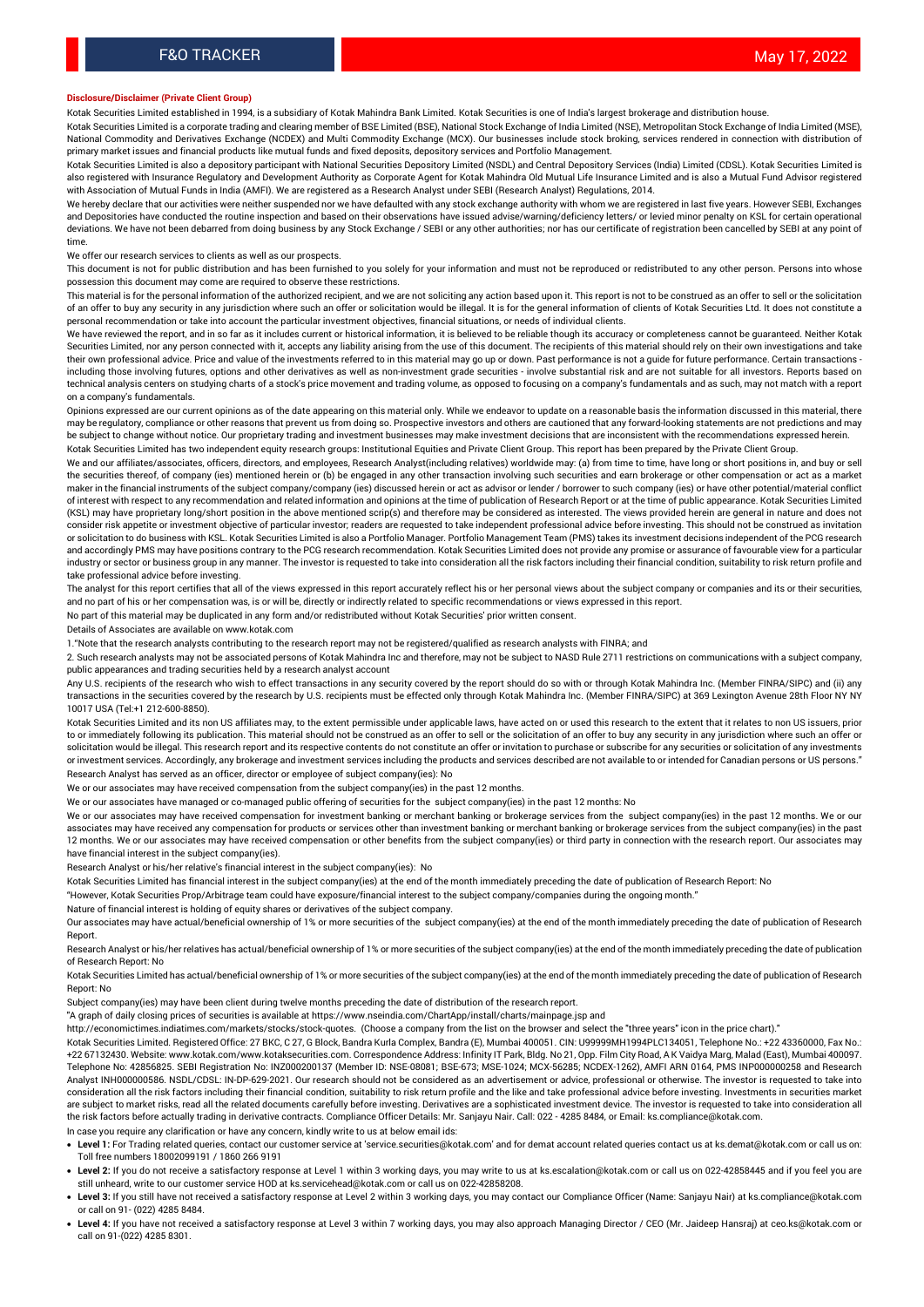**Disclosure/Disclaimer (Private Client Group)**

Kotak Securities Limited established in 1994, is a subsidiary of Kotak Mahindra Bank Limited. Kotak Securities is one of India's largest brokerage and distribution house.

Kotak Securities Limited is a corporate trading and clearing member of BSE Limited (BSE), National Stock Exchange of India Limited (NSE), Metropolitan Stock Exchange of India Limited (MSE), National Commodity and Derivatives Exchange (NCDEX) and Multi Commodity Exchange (MCX). Our businesses include stock broking, services rendered in connection with distribution of primary market issues and financial products like mutual funds and fixed deposits, depository services and Portfolio Management.

Kotak Securities Limited is also a depository participant with National Securities Depository Limited (NSDL) and Central Depository Services (India) Limited (CDSL). Kotak Securities Limited is also registered with Insurance Regulatory and Development Authority as Corporate Agent for Kotak Mahindra Old Mutual Life Insurance Limited and is also a Mutual Fund Advisor registered with Association of Mutual Funds in India (AMFI). We are registered as a Research Analyst under SEBI (Research Analyst) Regulations, 2014.

We hereby declare that our activities were neither suspended nor we have defaulted with any stock exchange authority with whom we are registered in last five years. However SEBI, Exchanges and Depositories have conducted the routine inspection and based on their observations have issued advise/warning/deficiency letters/ or levied minor penalty on KSL for certain operational deviations. We have not been debarred from doing business by any Stock Exchange / SEBI or any other authorities; nor has our certificate of registration been cancelled by SEBI at any point of time.

We offer our research services to clients as well as our prospects.

This document is not for public distribution and has been furnished to you solely for your information and must not be reproduced or redistributed to any other person. Persons into whose possession this document may come are required to observe these restrictions.

This material is for the personal information of the authorized recipient, and we are not soliciting any action based upon it. This report is not to be construed as an offer to sell or the solicitation of an offer to buy any security in any jurisdiction where such an offer or solicitation would be illegal. It is for the general information of clients of Kotak Securities Ltd. It does not constitute a personal recommendation or take into account the particular investment objectives, financial situations, or needs of individual clients.

We have reviewed the report, and in so far as it includes current or historical information, it is believed to be reliable though its accuracy or completeness cannot be guaranteed. Neither Kotak Securities Limited, nor any person connected with it, accepts any liability arising from the use of this document. The recipients of this material should rely on their own investigations and take their own professional advice. Price and value of the investments referred to in this material may go up or down. Past performance is not a guide for future performance. Certain transactions - including those involving futures, options and other derivatives as well as non-investment grade securities - involve substantial risk and are not suitable for all investors. Reports based on technical analysis centers on studying charts of a stock's price movement and trading volume, as opposed to focusing on a company's fundamentals and as such, may not match with a report on a company's fundamentals.

Opinions expressed are our current opinions as of the date appearing on this material only. While we endeavor to update on a reasonable basis the information discussed in this material, there may be regulatory, compliance or other reasons that prevent us from doing so. Prospective investors and others are cautioned that any forward-looking statements are not predictions and may be subject to change without notice. Our proprietary trading and investment businesses may make investment decisions that are inconsistent with the recommendations expressed herein.

Kotak Securities Limited has two independent equity research groups: Institutional Equities and Private Client Group. This report has been prepared by the Private Client Group.

We and our affiliates/associates, officers, directors, and employees, Research Analyst(including relatives) worldwide may: (a) from time to time, have long or short positions in, and buy or sell the securities thereof, of company (ies) mentioned herein or (b) be engaged in any other transaction involving such securities and earn brokerage or other compensation or act as a market maker in the financial instruments of the subject company/company (ies) discussed herein or act as advisor or lender / borrower to such company (ies) or have other potential/material conflict of interest with respect to any recommendation and related information and opinions at the time of publication of Research Report or at the time of public appearance. Kotak Securities Limited (KSL) may have proprietary long/short position in the above mentioned scrip(s) and therefore may be considered as interested. The views provided herein are general in nature and does not consider risk appetite or investment objective of particular investor; readers are requested to take independent professional advice before investing. This should not be construed as invitation or solicitation to do business with KSL. Kotak Securities Limited is also a Portfolio Manager. Portfolio Management Team (PMS) takes its investment decisions independent of the PCG research and accordingly PMS may have positions contrary to the PCG research recommendation. Kotak Securities Limited does not provide any promise or assurance of favourable view for a particular industry or sector or business group in any manner. The investor is requested to take into consideration all the risk factors including their financial condition, suitability to risk return profile and take professional advice before investing.

The analyst for this report certifies that all of the views expressed in this report accurately reflect his or her personal views about the subject company or companies and its or their securities, and no part of his or her compensation was, is or will be, directly or indirectly related to specific recommendations or views expressed in this report.

No part of this material may be duplicated in any form and/or redistributed without Kotak Securities' prior written consent.

Details of Associates are available on www.kotak.com

1."Note that the research analysts contributing to the research report may not be registered/qualified as research analysts with FINRA; and

2. Such research analysts may not be associated persons of Kotak Mahindra Inc and therefore, may not be subject to NASD Rule 2711 restrictions on communications with a subject company, public appearances and trading securities held by a research analyst account

Any U.S. recipients of the research who wish to effect transactions in any security covered by the report should do so with or through Kotak Mahindra Inc. (Member FINRA/SIPC) and (ii) any transactions in the securities covered by the research by U.S. recipients must be effected only through Kotak Mahindra Inc. (Member FINRA/SIPC) at 369 Lexington Avenue 28th Floor NY NY 10017 USA (Tel:+1 212-600-8850).

Kotak Securities Limited and its non US affiliates may, to the extent permissible under applicable laws, have acted on or used this research to the extent that it relates to non US issuers, prior to or immediately following its publication. This material should not be construed as an offer to sell or the solicitation of an offer to buy any security in any jurisdiction where such an offer or solicitation would be illegal. This research report and its respective contents do not constitute an offer or invitation to purchase or subscribe for any securities or solicitation of any investments or investment services. Accordingly, any brokerage and investment services including the products and services described are not available to or intended for Canadian persons or US persons."

Research Analyst has served as an officer, director or employee of subject company(ies): No

We or our associates may have received compensation from the subject company(ies) in the past 12 months.

We or our associates have managed or co-managed public offering of securities for the subject company(ies) in the past 12 months: No

We or our associates may have received compensation for investment banking or merchant banking or brokerage services from the subject company(ies) in the past 12 months. We or our associates may have received any compensation for products or services other than investment banking or merchant banking or brokerage services from the subject company(ies) in the past 12 months. We or our associates may have received compensation or other benefits from the subject company(ies) or third party in connection with the research report. Our associates may have financial interest in the subject company(ies).

Research Analyst or his/her relative's financial interest in the subject company(ies): No

Kotak Securities Limited has financial interest in the subject company(ies) at the end of the month immediately preceding the date of publication of Research Report: No

"However, Kotak Securities Prop/Arbitrage team could have exposure/financial interest to the subject company/companies during the ongoing month."

Nature of financial interest is holding of equity shares or derivatives of the subject company.

Our associates may have actual/beneficial ownership of 1% or more securities of the subject company(ies) at the end of the month immediately preceding the date of publication of Research Report.

Research Analyst or his/her relatives has actual/beneficial ownership of 1% or more securities of the subject company(ies) at the end of the month immediately preceding the date of publication of Research Report: No

Kotak Securities Limited has actual/beneficial ownership of 1% or more securities of the subject company(ies) at the end of the month immediately preceding the date of publication of Research Report: No

Subject company(ies) may have been client during twelve months preceding the date of distribution of the research report.

"A graph of daily closing prices of securities is available at https://www.nseindia.com/ChartApp/install/charts/mainpage.jsp and

http://economictimes.indiatimes.com/markets/stocks/stock-quotes. (Choose a company from the list on the browser and select the "three years" icon in the price chart)."

Kotak Securities Limited. Registered Office: 27 BKC, C 27, G Block, Bandra Kurla Complex, Bandra (E), Mumbai 400051. CIN: U99999MH1994PLC134051, Telephone No.: +22 43360000, Fax No.: +22 67132430. Website: www.kotak.com/www.kotaksecurities.com. Correspondence Address: Infinity IT Park, Bldg. No 21, Opp. Film City Road, A K Vaidya Marg, Malad (East), Mumbai 400097. Telephone No: 42856825. SEBI Registration No: INZ000200137 (Member ID: NSE-08081; BSE-673; MSE-1024; MCX-56285; NCDEX-1262), AMFI ARN 0164, PMS INP000000258 and Research Analyst INH000000586. NSDL/CDSL: IN-DP-629-2021. Our research should not be considered as an advertisement or advice, professional or otherwise. The investor is requested to take into consideration all the risk factors including their financial condition, suitability to risk return profile and the like and take professional advice before investing. Investments in securities market are subject to market risks, read all the related documents carefully before investing. Derivatives are a sophisticated investment device. The investor is requested to take into consideration all the risk factors before actually trading in derivative contracts. Compliance Officer Details: Mr. Sanjayu Nair. Call: 022 - 4285 8484, or Email: ks.compliance@kotak.com.

In case you require any clarification or have any concern, kindly write to us at below email ids:

- **Level 1:** For Trading related queries, contact our customer service at 'service.securities@kotak.com' and for demat account related queries contact us at ks.demat@kotak.com or call us on: Toll free numbers 18002099191 / 1860 266 9191
- **Level 2:** If you do not receive a satisfactory response at Level 1 within 3 working days, you may write to us at ks.escalation@kotak.com or call us on 022-42858445 and if you feel you are still unheard, write to our customer service HOD at ks.servicehead@kotak.com or call us on 022-42858208.
- **Level 3:** If you still have not received a satisfactory response at Level 2 within 3 working days, you may contact our Compliance Officer (Name: Sanjayu Nair) at ks.compliance@kotak.com or call on 91- (022) 4285 8484.
- **Level 4:** If you have not received a satisfactory response at Level 3 within 7 working days, you may also approach Managing Director / CEO (Mr. Jaideep Hansraj) at ceo.ks@kotak.com or call on 91-(022) 4285 8301.